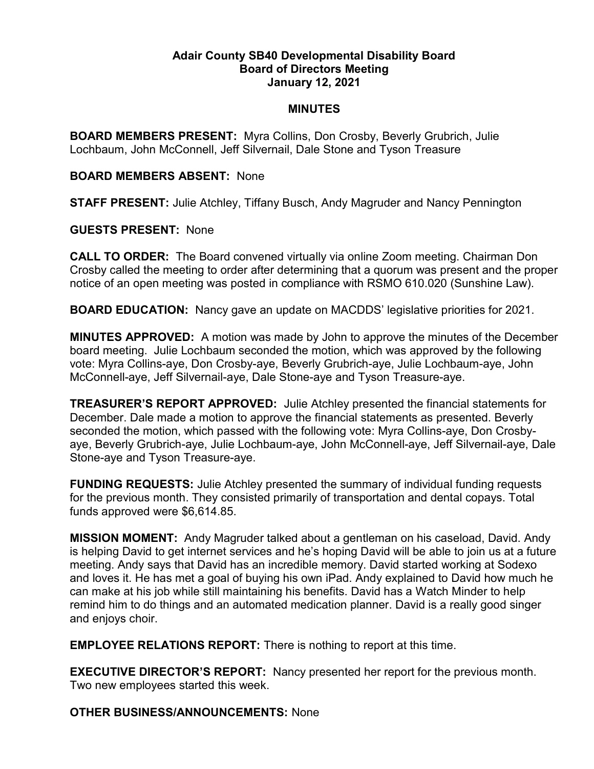# Adair County SB40 Developmental Disability Board
## Board of Directors Meeting
## January 12, 2021

## MINUTES

**BOARD MEMBERS PRESENT:** Myra Collins, Don Crosby, Beverly Grubrich, Julie Lochbaum, John McConnell, Jeff Silvernail, Dale Stone and Tyson Treasure

**BOARD MEMBERS ABSENT:** None

**STAFF PRESENT:** Julie Atchley, Tiffany Busch, Andy Magruder and Nancy Pennington

**GUESTS PRESENT:** None

**CALL TO ORDER:** The Board convened virtually via online Zoom meeting. Chairman Don Crosby called the meeting to order after determining that a quorum was present and the proper notice of an open meeting was posted in compliance with RSMO 610.020 (Sunshine Law).

**BOARD EDUCATION:** Nancy gave an update on MACDDS' legislative priorities for 2021.

**MINUTES APPROVED:** A motion was made by John to approve the minutes of the December board meeting. Julie Lochbaum seconded the motion, which was approved by the following vote: Myra Collins-aye, Don Crosby-aye, Beverly Grubrich-aye, Julie Lochbaum-aye, John McConnell-aye, Jeff Silvernail-aye, Dale Stone-aye and Tyson Treasure-aye.

**TREASURER'S REPORT APPROVED:** Julie Atchley presented the financial statements for December. Dale made a motion to approve the financial statements as presented. Beverly seconded the motion, which passed with the following vote: Myra Collins-aye, Don Crosby-aye, Beverly Grubrich-aye, Julie Lochbaum-aye, John McConnell-aye, Jeff Silvernail-aye, Dale Stone-aye and Tyson Treasure-aye.

**FUNDING REQUESTS:** Julie Atchley presented the summary of individual funding requests for the previous month. They consisted primarily of transportation and dental copays. Total funds approved were $6,614.85.

**MISSION MOMENT:** Andy Magruder talked about a gentleman on his caseload, David. Andy is helping David to get internet services and he's hoping David will be able to join us at a future meeting. Andy says that David has an incredible memory. David started working at Sodexo and loves it. He has met a goal of buying his own iPad. Andy explained to David how much he can make at his job while still maintaining his benefits. David has a Watch Minder to help remind him to do things and an automated medication planner. David is a really good singer and enjoys choir.

**EMPLOYEE RELATIONS REPORT:** There is nothing to report at this time.

**EXECUTIVE DIRECTOR'S REPORT:** Nancy presented her report for the previous month. Two new employees started this week.

**OTHER BUSINESS/ANNOUNCEMENTS:** None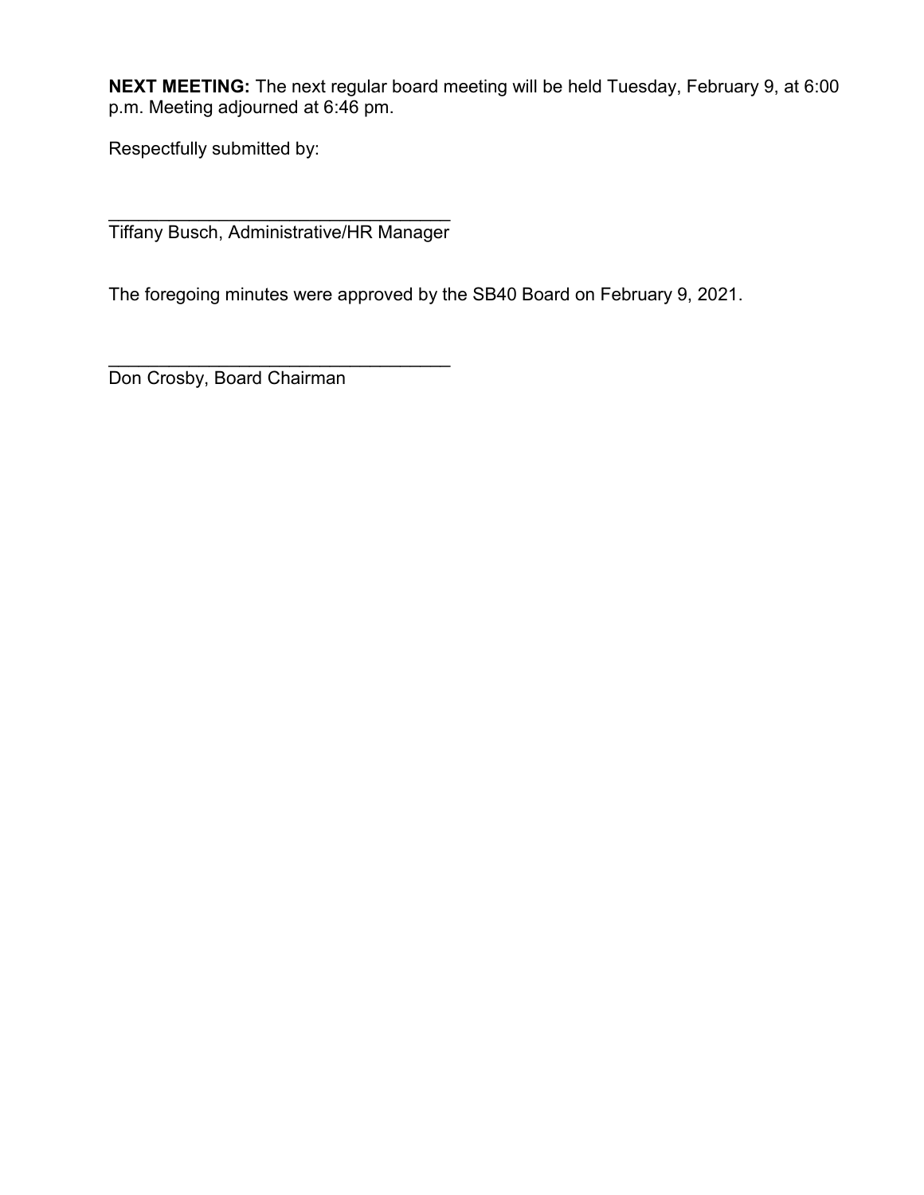**NEXT MEETING:** The next regular board meeting will be held Tuesday, February 9, at 6:00 p.m. Meeting adjourned at 6:46 pm.

Respectfully submitted by:

___________________________________
Tiffany Busch, Administrative/HR Manager

The foregoing minutes were approved by the SB40 Board on February 9, 2021.

___________________________________
Don Crosby, Board Chairman